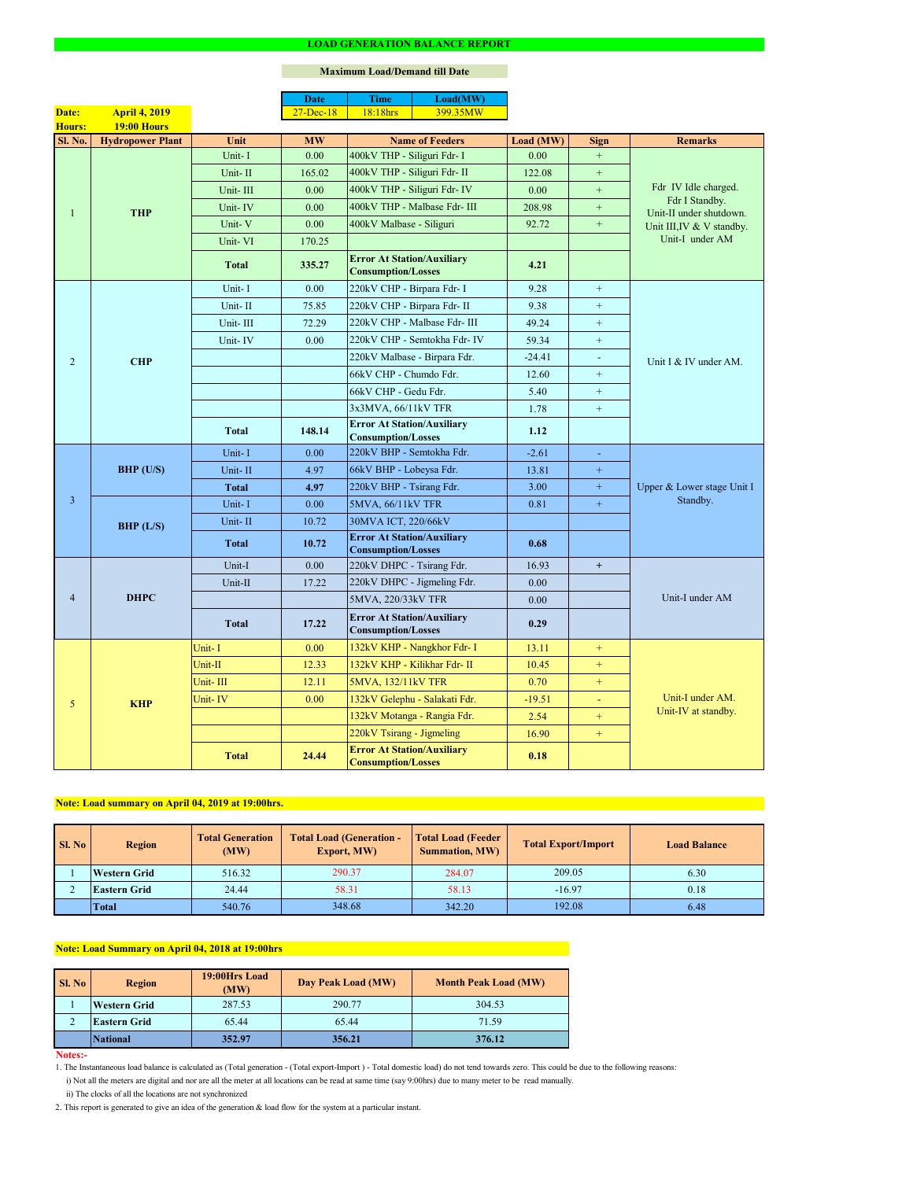# LOAD GENERATION BALANCE REPORT

**Maximum Load/Demand till Date**

| Date | Time | Load(MW) |
|---|---|---|
| 27-Dec-18 | 18:18hrs | 399.35MW |

**Date:** April 4, 2019
**Hours:** 19:00 Hours

| Sl. No. | Hydropower Plant | Unit | MW | Name of Feeders | Load (MW) | Sign | Remarks |
|---|---|---|---|---|---|---|---|
| 1 | THP | Unit- I | 0.00 | 400kV THP - Siliguri Fdr- I | 0.00 | + | Fdr IV Idle charged. Fdr I Standby. Unit-II under shutdown. Unit III,IV & V standby. Unit-I under AM |
| | | Unit- II | 165.02 | 400kV THP - Siliguri Fdr- II | 122.08 | + | |
| | | Unit- III | 0.00 | 400kV THP - Siliguri Fdr- IV | 0.00 | + | |
| | | Unit- IV | 0.00 | 400kV THP - Malbase Fdr- III | 208.98 | + | |
| | | Unit- V | 0.00 | 400kV Malbase - Siliguri | 92.72 | + | |
| | | Unit- VI | 170.25 | | | | |
| | | **Total** | **335.27** | **Error At Station/Auxiliary Consumption/Losses** | **4.21** | | |
| 2 | CHP | Unit- I | 0.00 | 220kV CHP - Birpara Fdr- I | 9.28 | + | Unit I & IV under AM. |
| | | Unit- II | 75.85 | 220kV CHP - Birpara Fdr- II | 9.38 | + | |
| | | Unit- III | 72.29 | 220kV CHP - Malbase Fdr- III | 49.24 | + | |
| | | Unit- IV | 0.00 | 220kV CHP - Semtokha Fdr- IV | 59.34 | + | |
| | | | | 220kV Malbase - Birpara Fdr. | -24.41 | - | |
| | | | | 66kV CHP - Chumdo Fdr. | 12.60 | + | |
| | | | | 66kV CHP - Gedu Fdr. | 5.40 | + | |
| | | | | 3x3MVA, 66/11kV TFR | 1.78 | + | |
| | | **Total** | **148.14** | **Error At Station/Auxiliary Consumption/Losses** | **1.12** | | |
| 3 | BHP (U/S) | Unit- I | 0.00 | 220kV BHP - Semtokha Fdr. | -2.61 | - | Upper & Lower stage Unit I Standby. |
| | | Unit- II | 4.97 | 66kV BHP - Lobeysa Fdr. | 13.81 | + | |
| | | **Total** | **4.97** | 220kV BHP - Tsirang Fdr. | 3.00 | + | |
| | BHP (L/S) | Unit- I | 0.00 | 5MVA, 66/11kV TFR | 0.81 | + | |
| | | Unit- II | 10.72 | 30MVA ICT, 220/66kV | | | |
| | | **Total** | **10.72** | **Error At Station/Auxiliary Consumption/Losses** | **0.68** | | |
| 4 | DHPC | Unit-I | 0.00 | 220kV DHPC - Tsirang Fdr. | 16.93 | + | Unit-I under AM |
| | | Unit-II | 17.22 | 220kV DHPC - Jigmeling Fdr. | 0.00 | | |
| | | | | 5MVA, 220/33kV TFR | 0.00 | | |
| | | **Total** | **17.22** | **Error At Station/Auxiliary Consumption/Losses** | **0.29** | | |
| 5 | KHP | Unit- I | 0.00 | 132kV KHP - Nangkhor Fdr- I | 13.11 | + | Unit-I under AM. Unit-IV at standby. |
| | | Unit-II | 12.33 | 132kV KHP - Kilikhar Fdr- II | 10.45 | + | |
| | | Unit- III | 12.11 | 5MVA, 132/11kV TFR | 0.70 | + | |
| | | Unit- IV | 0.00 | 132kV Gelephu - Salakati Fdr. | -19.51 | - | |
| | | | | 132kV Motanga - Rangia Fdr. | 2.54 | + | |
| | | | | 220kV Tsirang - Jigmeling | 16.90 | + | |
| | | **Total** | **24.44** | **Error At Station/Auxiliary Consumption/Losses** | **0.18** | | |

**Note: Load summary on April 04, 2019 at 19:00hrs.**

| Sl. No | Region | Total Generation (MW) | Total Load (Generation - Export, MW) | Total Load (Feeder Summation, MW) | Total Export/Import | Load Balance |
|---|---|---|---|---|---|---|
| 1 | **Western Grid** | 516.32 | 290.37 | 284.07 | 209.05 | 6.30 |
| 2 | **Eastern Grid** | 24.44 | 58.31 | 58.13 | -16.97 | 0.18 |
| | **Total** | 540.76 | 348.68 | 342.20 | 192.08 | 6.48 |

**Note: Load Summary on April 04, 2018 at 19:00hrs**

| Sl. No | Region | 19:00Hrs Load (MW) | Day Peak Load (MW) | Month Peak Load (MW) |
|---|---|---|---|---|
| 1 | **Western Grid** | 287.53 | 290.77 | 304.53 |
| 2 | **Eastern Grid** | 65.44 | 65.44 | 71.59 |
| | **National** | **352.97** | **356.21** | **376.12** |

**Notes:-**

1. The Instantaneous load balance is calculated as (Total generation - (Total export-Import ) - Total domestic load) do not tend towards zero. This could be due to the following reasons:
   i) Not all the meters are digital and nor are all the meter at all locations can be read at same time (say 9:00hrs) due to many meter to be read manually.
   ii) The clocks of all the locations are not synchronized
2. This report is generated to give an idea of the generation & load flow for the system at a particular instant.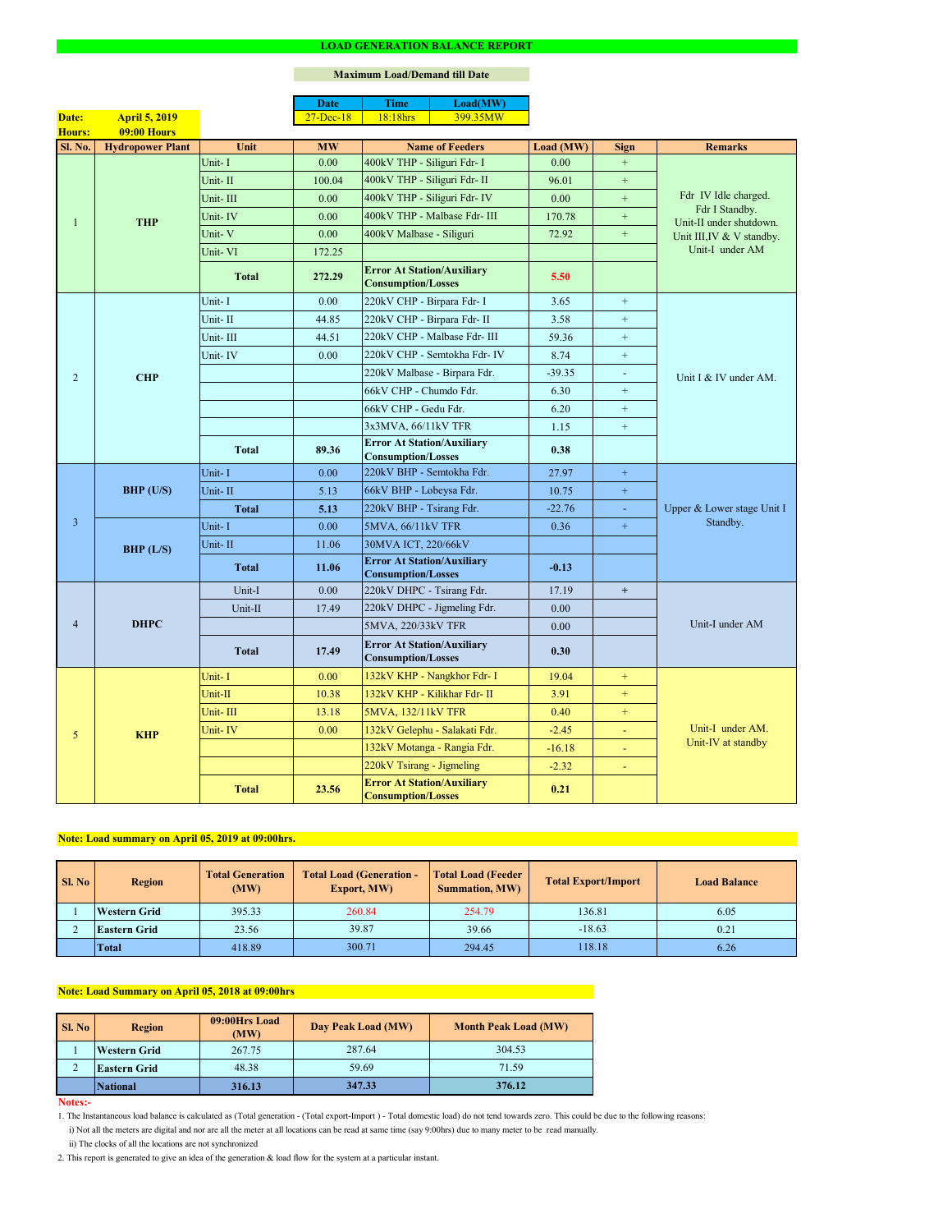# LOAD GENERATION BALANCE REPORT

**Maximum Load/Demand till Date**

| Date | Time | Load(MW) |
|---|---|---|
| 27-Dec-18 | 18:18hrs | 399.35MW |

**Date:** April 5, 2019
**Hours:** 09:00 Hours

| Sl. No. | Hydropower Plant | Unit | MW | Name of Feeders | Load (MW) | Sign | Remarks |
|---|---|---|---|---|---|---|---|
| 1 | THP | Unit- I | 0.00 | 400kV THP - Siliguri Fdr- I | 0.00 | + | Fdr IV Idle charged. Fdr I Standby. Unit-II under shutdown. Unit III,IV & V standby. Unit-I under AM |
| | | Unit- II | 100.04 | 400kV THP - Siliguri Fdr- II | 96.01 | + | |
| | | Unit- III | 0.00 | 400kV THP - Siliguri Fdr- IV | 0.00 | + | |
| | | Unit- IV | 0.00 | 400kV THP - Malbase Fdr- III | 170.78 | + | |
| | | Unit- V | 0.00 | 400kV Malbase - Siliguri | 72.92 | + | |
| | | Unit- VI | 172.25 | | | | |
| | | **Total** | **272.29** | **Error At Station/Auxiliary Consumption/Losses** | **5.50** | | |
| 2 | CHP | Unit- I | 0.00 | 220kV CHP - Birpara Fdr- I | 3.65 | + | Unit I & IV under AM. |
| | | Unit- II | 44.85 | 220kV CHP - Birpara Fdr- II | 3.58 | + | |
| | | Unit- III | 44.51 | 220kV CHP - Malbase Fdr- III | 59.36 | + | |
| | | Unit- IV | 0.00 | 220kV CHP - Semtokha Fdr- IV | 8.74 | + | |
| | | | | 220kV Malbase - Birpara Fdr. | -39.35 | - | |
| | | | | 66kV CHP - Chumdo Fdr. | 6.30 | + | |
| | | | | 66kV CHP - Gedu Fdr. | 6.20 | + | |
| | | | | 3x3MVA, 66/11kV TFR | 1.15 | + | |
| | | **Total** | **89.36** | **Error At Station/Auxiliary Consumption/Losses** | **0.38** | | |
| 3 | BHP (U/S) | Unit- I | 0.00 | 220kV BHP - Semtokha Fdr. | 27.97 | + | Upper & Lower stage Unit I Standby. |
| | | Unit- II | 5.13 | 66kV BHP - Lobeysa Fdr. | 10.75 | + | |
| | | **Total** | **5.13** | 220kV BHP - Tsirang Fdr. | -22.76 | - | |
| | BHP (L/S) | Unit- I | 0.00 | 5MVA, 66/11kV TFR | 0.36 | + | |
| | | Unit- II | 11.06 | 30MVA ICT, 220/66kV | | | |
| | | **Total** | **11.06** | **Error At Station/Auxiliary Consumption/Losses** | **-0.13** | | |
| 4 | DHPC | Unit-I | 0.00 | 220kV DHPC - Tsirang Fdr. | 17.19 | + | Unit-I under AM |
| | | Unit-II | 17.49 | 220kV DHPC - Jigmeling Fdr. | 0.00 | | |
| | | | | 5MVA, 220/33kV TFR | 0.00 | | |
| | | **Total** | **17.49** | **Error At Station/Auxiliary Consumption/Losses** | **0.30** | | |
| 5 | KHP | Unit- I | 0.00 | 132kV KHP - Nangkhor Fdr- I | 19.04 | + | Unit-I under AM. Unit-IV at standby |
| | | Unit-II | 10.38 | 132kV KHP - Kilikhar Fdr- II | 3.91 | + | |
| | | Unit- III | 13.18 | 5MVA, 132/11kV TFR | 0.40 | + | |
| | | Unit- IV | 0.00 | 132kV Gelephu - Salakati Fdr. | -2.45 | - | |
| | | | | 132kV Motanga - Rangia Fdr. | -16.18 | - | |
| | | | | 220kV Tsirang - Jigmeling | -2.32 | - | |
| | | **Total** | **23.56** | **Error At Station/Auxiliary Consumption/Losses** | **0.21** | | |

**Note: Load summary on April 05, 2019 at 09:00hrs.**

| Sl. No | Region | Total Generation (MW) | Total Load (Generation - Export, MW) | Total Load (Feeder Summation, MW) | Total Export/Import | Load Balance |
|---|---|---|---|---|---|---|
| 1 | **Western Grid** | 395.33 | 260.84 | 254.79 | 136.81 | 6.05 |
| 2 | **Eastern Grid** | 23.56 | 39.87 | 39.66 | -18.63 | 0.21 |
| | **Total** | 418.89 | 300.71 | 294.45 | 118.18 | 6.26 |

**Note: Load Summary on April 05, 2018 at 09:00hrs**

| Sl. No | Region | 09:00Hrs Load (MW) | Day Peak Load (MW) | Month Peak Load (MW) |
|---|---|---|---|---|
| 1 | **Western Grid** | 267.75 | 287.64 | 304.53 |
| 2 | **Eastern Grid** | 48.38 | 59.69 | 71.59 |
| | **National** | **316.13** | **347.33** | **376.12** |

**Notes:-**

1. The Instantaneous load balance is calculated as (Total generation - (Total export-Import ) - Total domestic load) do not tend towards zero. This could be due to the following reasons:
   i) Not all the meters are digital and nor are all the meter at all locations can be read at same time (say 9:00hrs) due to many meter to be read manually.
   ii) The clocks of all the locations are not synchronized
2. This report is generated to give an idea of the generation & load flow for the system at a particular instant.